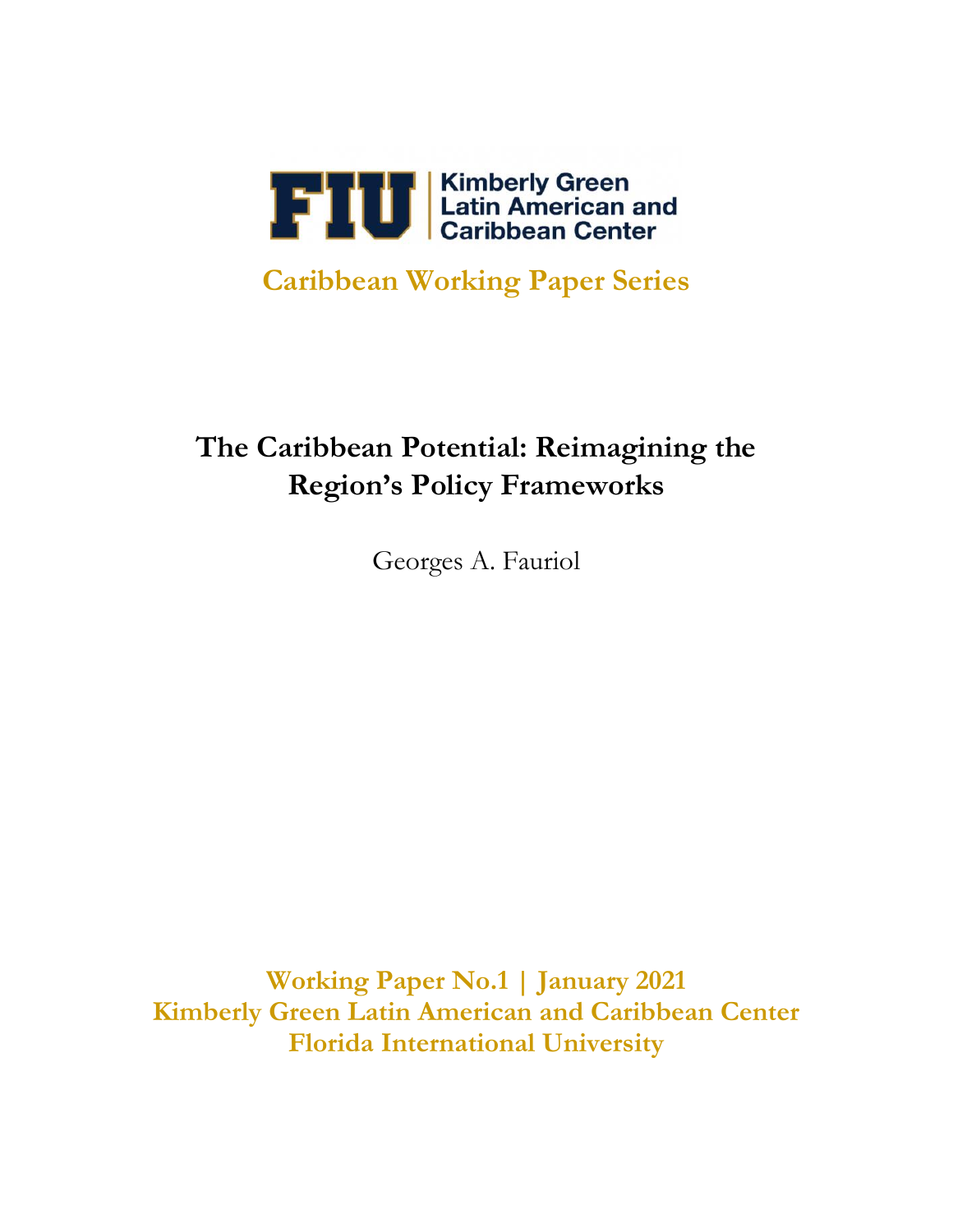FIU | Kimberly Green Latin American and Caribbean Center

**Caribbean Working Paper Series**

# The Caribbean Potential: Reimagining the Region's Policy Frameworks

Georges A. Fauriol

**Working Paper No.1 | January 2021**
**Kimberly Green Latin American and Caribbean Center**
**Florida International University**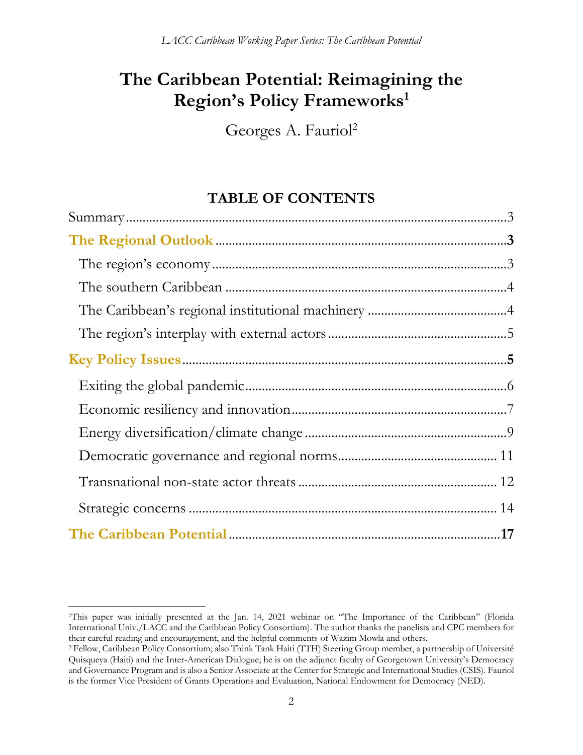# The Caribbean Potential: Reimagining the Region's Policy Frameworks[1]

Georges A. Fauriol[2]

## TABLE OF CONTENTS

| | |
|---|---|
| Summary | 3 |
| **The Regional Outlook** | **3** |
| The region's economy | 3 |
| The southern Caribbean | 4 |
| The Caribbean's regional institutional machinery | 4 |
| The region's interplay with external actors | 5 |
| **Key Policy Issues** | **5** |
| Exiting the global pandemic | 6 |
| Economic resiliency and innovation | 7 |
| Energy diversification/climate change | 9 |
| Democratic governance and regional norms | 11 |
| Transnational non-state actor threats | 12 |
| Strategic concerns | 14 |
| **The Caribbean Potential** | **17** |

---

[1]This paper was initially presented at the Jan. 14, 2021 webinar on "The Importance of the Caribbean" (Florida International Univ./LACC and the Caribbean Policy Consortium). The author thanks the panelists and CPC members for their careful reading and encouragement, and the helpful comments of Wazim Mowla and others.

[2] Fellow, Caribbean Policy Consortium; also Think Tank Haiti (TTH) Steering Group member, a partnership of Université Quisqueya (Haiti) and the Inter-American Dialogue; he is on the adjunct faculty of Georgetown University's Democracy and Governance Program and is also a Senior Associate at the Center for Strategic and International Studies (CSIS). Fauriol is the former Vice President of Grants Operations and Evaluation, National Endowment for Democracy (NED).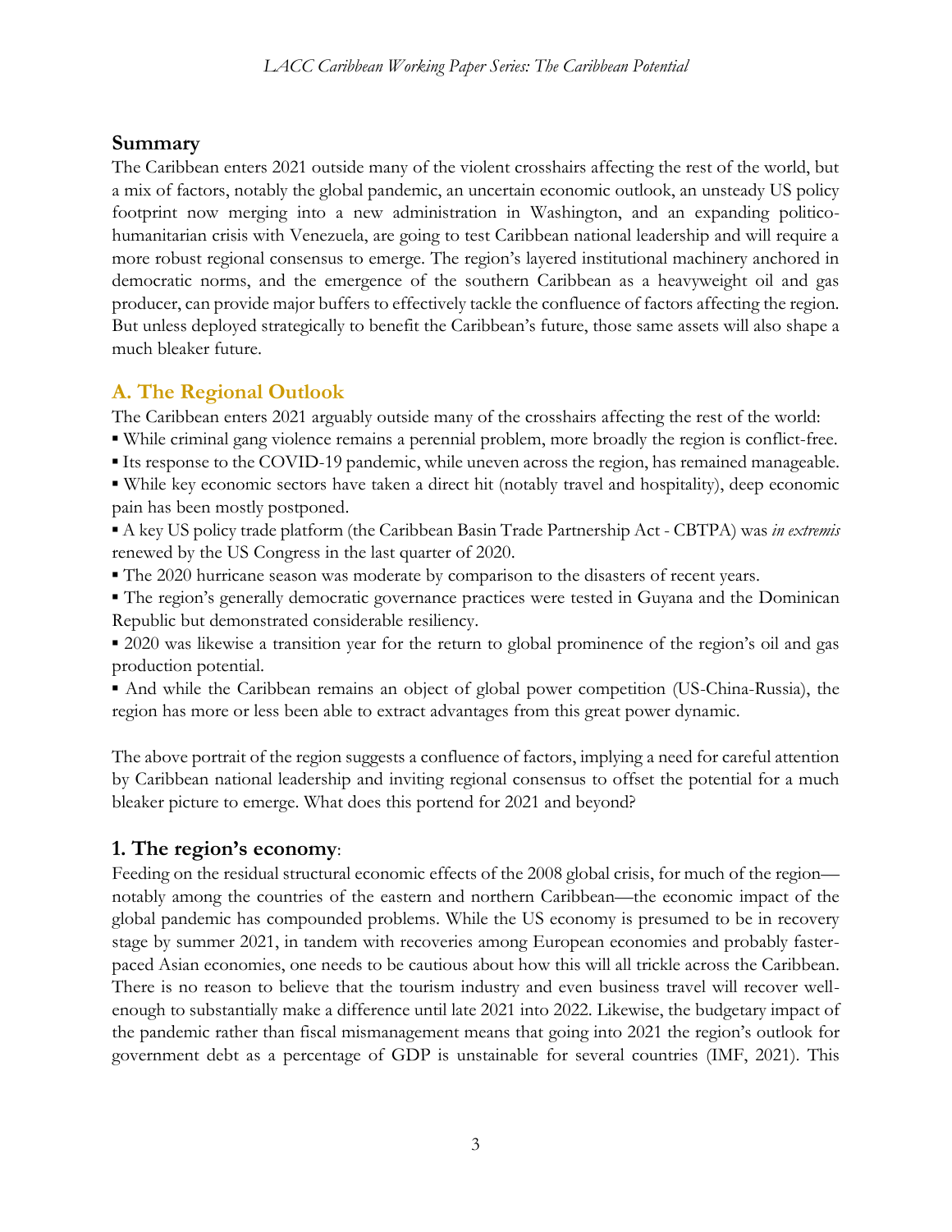## Summary

The Caribbean enters 2021 outside many of the violent crosshairs affecting the rest of the world, but a mix of factors, notably the global pandemic, an uncertain economic outlook, an unsteady US policy footprint now merging into a new administration in Washington, and an expanding politico-humanitarian crisis with Venezuela, are going to test Caribbean national leadership and will require a more robust regional consensus to emerge. The region's layered institutional machinery anchored in democratic norms, and the emergence of the southern Caribbean as a heavyweight oil and gas producer, can provide major buffers to effectively tackle the confluence of factors affecting the region. But unless deployed strategically to benefit the Caribbean's future, those same assets will also shape a much bleaker future.

## A. The Regional Outlook

The Caribbean enters 2021 arguably outside many of the crosshairs affecting the rest of the world:

- While criminal gang violence remains a perennial problem, more broadly the region is conflict-free.
- Its response to the COVID-19 pandemic, while uneven across the region, has remained manageable.
- While key economic sectors have taken a direct hit (notably travel and hospitality), deep economic pain has been mostly postponed.
- A key US policy trade platform (the Caribbean Basin Trade Partnership Act - CBTPA) was *in extremis* renewed by the US Congress in the last quarter of 2020.
- The 2020 hurricane season was moderate by comparison to the disasters of recent years.
- The region's generally democratic governance practices were tested in Guyana and the Dominican Republic but demonstrated considerable resiliency.
- 2020 was likewise a transition year for the return to global prominence of the region's oil and gas production potential.
- And while the Caribbean remains an object of global power competition (US-China-Russia), the region has more or less been able to extract advantages from this great power dynamic.

The above portrait of the region suggests a confluence of factors, implying a need for careful attention by Caribbean national leadership and inviting regional consensus to offset the potential for a much bleaker picture to emerge. What does this portend for 2021 and beyond?

### 1. The region's economy:

Feeding on the residual structural economic effects of the 2008 global crisis, for much of the region—notably among the countries of the eastern and northern Caribbean—the economic impact of the global pandemic has compounded problems. While the US economy is presumed to be in recovery stage by summer 2021, in tandem with recoveries among European economies and probably faster-paced Asian economies, one needs to be cautious about how this will all trickle across the Caribbean. There is no reason to believe that the tourism industry and even business travel will recover well-enough to substantially make a difference until late 2021 into 2022. Likewise, the budgetary impact of the pandemic rather than fiscal mismanagement means that going into 2021 the region's outlook for government debt as a percentage of GDP is unstainable for several countries (IMF, 2021). This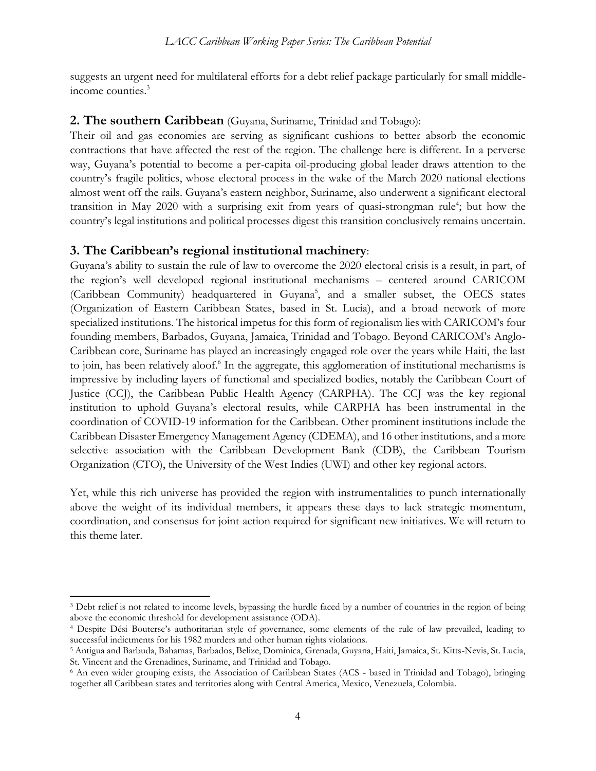suggests an urgent need for multilateral efforts for a debt relief package particularly for small middle-income counties.[3]

## 2. The southern Caribbean (Guyana, Suriname, Trinidad and Tobago):

Their oil and gas economies are serving as significant cushions to better absorb the economic contractions that have affected the rest of the region. The challenge here is different. In a perverse way, Guyana's potential to become a per-capita oil-producing global leader draws attention to the country's fragile politics, whose electoral process in the wake of the March 2020 national elections almost went off the rails. Guyana's eastern neighbor, Suriname, also underwent a significant electoral transition in May 2020 with a surprising exit from years of quasi-strongman rule[4]; but how the country's legal institutions and political processes digest this transition conclusively remains uncertain.

## 3. The Caribbean's regional institutional machinery:

Guyana's ability to sustain the rule of law to overcome the 2020 electoral crisis is a result, in part, of the region's well developed regional institutional mechanisms – centered around CARICOM (Caribbean Community) headquartered in Guyana[5], and a smaller subset, the OECS states (Organization of Eastern Caribbean States, based in St. Lucia), and a broad network of more specialized institutions. The historical impetus for this form of regionalism lies with CARICOM's four founding members, Barbados, Guyana, Jamaica, Trinidad and Tobago. Beyond CARICOM's Anglo-Caribbean core, Suriname has played an increasingly engaged role over the years while Haiti, the last to join, has been relatively aloof.[6] In the aggregate, this agglomeration of institutional mechanisms is impressive by including layers of functional and specialized bodies, notably the Caribbean Court of Justice (CCJ), the Caribbean Public Health Agency (CARPHA). The CCJ was the key regional institution to uphold Guyana's electoral results, while CARPHA has been instrumental in the coordination of COVID-19 information for the Caribbean. Other prominent institutions include the Caribbean Disaster Emergency Management Agency (CDEMA), and 16 other institutions, and a more selective association with the Caribbean Development Bank (CDB), the Caribbean Tourism Organization (CTO), the University of the West Indies (UWI) and other key regional actors.

Yet, while this rich universe has provided the region with instrumentalities to punch internationally above the weight of its individual members, it appears these days to lack strategic momentum, coordination, and consensus for joint-action required for significant new initiatives. We will return to this theme later.

---

[3] Debt relief is not related to income levels, bypassing the hurdle faced by a number of countries in the region of being above the economic threshold for development assistance (ODA).

[4] Despite Dési Bouterse's authoritarian style of governance, some elements of the rule of law prevailed, leading to successful indictments for his 1982 murders and other human rights violations.

[5] Antigua and Barbuda, Bahamas, Barbados, Belize, Dominica, Grenada, Guyana, Haiti, Jamaica, St. Kitts-Nevis, St. Lucia, St. Vincent and the Grenadines, Suriname, and Trinidad and Tobago.

[6] An even wider grouping exists, the Association of Caribbean States (ACS - based in Trinidad and Tobago), bringing together all Caribbean states and territories along with Central America, Mexico, Venezuela, Colombia.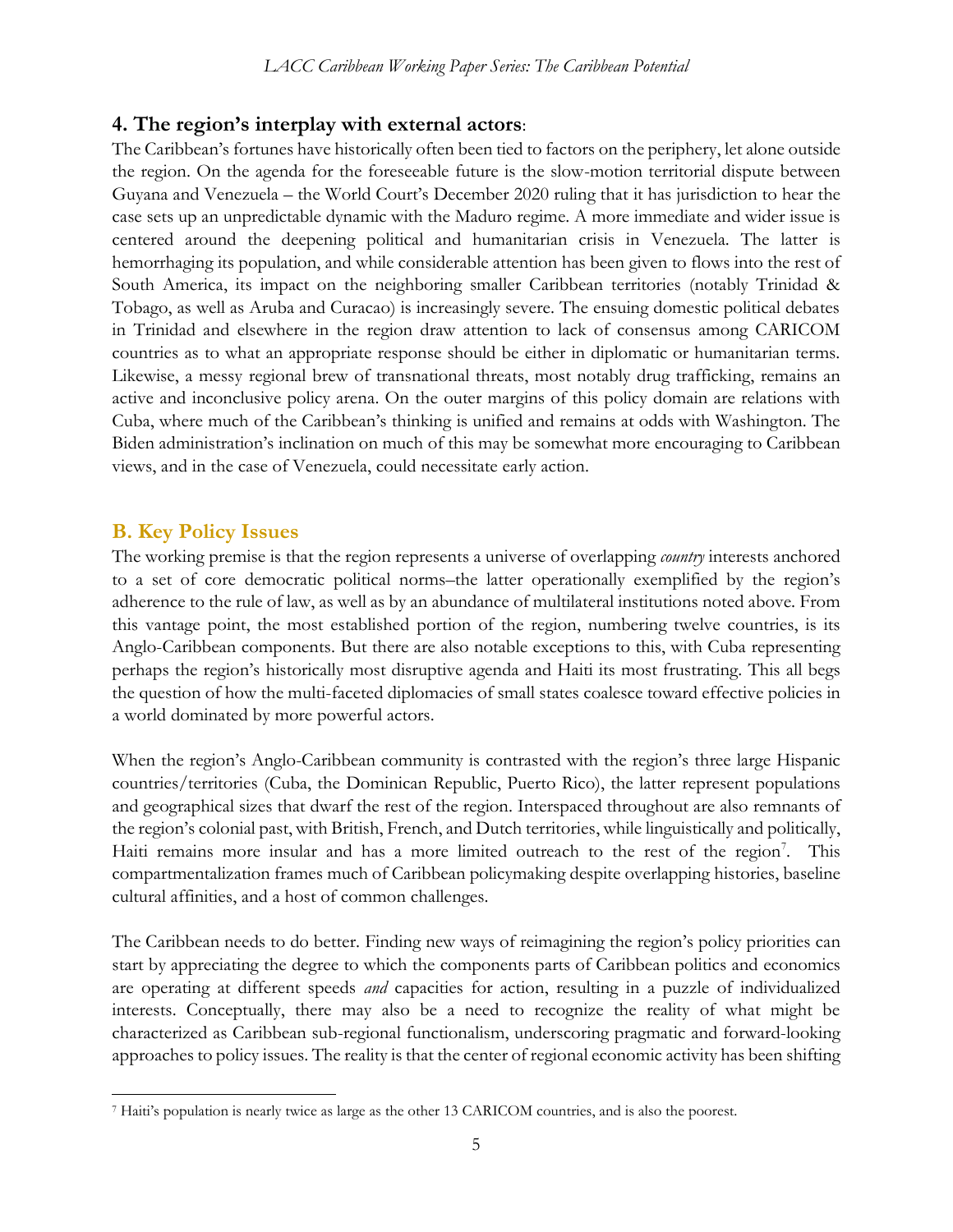## 4. The region's interplay with external actors:

The Caribbean's fortunes have historically often been tied to factors on the periphery, let alone outside the region. On the agenda for the foreseeable future is the slow-motion territorial dispute between Guyana and Venezuela – the World Court's December 2020 ruling that it has jurisdiction to hear the case sets up an unpredictable dynamic with the Maduro regime. A more immediate and wider issue is centered around the deepening political and humanitarian crisis in Venezuela. The latter is hemorrhaging its population, and while considerable attention has been given to flows into the rest of South America, its impact on the neighboring smaller Caribbean territories (notably Trinidad & Tobago, as well as Aruba and Curacao) is increasingly severe. The ensuing domestic political debates in Trinidad and elsewhere in the region draw attention to lack of consensus among CARICOM countries as to what an appropriate response should be either in diplomatic or humanitarian terms. Likewise, a messy regional brew of transnational threats, most notably drug trafficking, remains an active and inconclusive policy arena. On the outer margins of this policy domain are relations with Cuba, where much of the Caribbean's thinking is unified and remains at odds with Washington. The Biden administration's inclination on much of this may be somewhat more encouraging to Caribbean views, and in the case of Venezuela, could necessitate early action.

## B. Key Policy Issues

The working premise is that the region represents a universe of overlapping *country* interests anchored to a set of core democratic political norms–the latter operationally exemplified by the region's adherence to the rule of law, as well as by an abundance of multilateral institutions noted above. From this vantage point, the most established portion of the region, numbering twelve countries, is its Anglo-Caribbean components. But there are also notable exceptions to this, with Cuba representing perhaps the region's historically most disruptive agenda and Haiti its most frustrating. This all begs the question of how the multi-faceted diplomacies of small states coalesce toward effective policies in a world dominated by more powerful actors.

When the region's Anglo-Caribbean community is contrasted with the region's three large Hispanic countries/territories (Cuba, the Dominican Republic, Puerto Rico), the latter represent populations and geographical sizes that dwarf the rest of the region. Interspaced throughout are also remnants of the region's colonial past, with British, French, and Dutch territories, while linguistically and politically, Haiti remains more insular and has a more limited outreach to the rest of the region[7]. This compartmentalization frames much of Caribbean policymaking despite overlapping histories, baseline cultural affinities, and a host of common challenges.

The Caribbean needs to do better. Finding new ways of reimagining the region's policy priorities can start by appreciating the degree to which the components parts of Caribbean politics and economics are operating at different speeds *and* capacities for action, resulting in a puzzle of individualized interests. Conceptually, there may also be a need to recognize the reality of what might be characterized as Caribbean sub-regional functionalism, underscoring pragmatic and forward-looking approaches to policy issues. The reality is that the center of regional economic activity has been shifting

[7] Haiti's population is nearly twice as large as the other 13 CARICOM countries, and is also the poorest.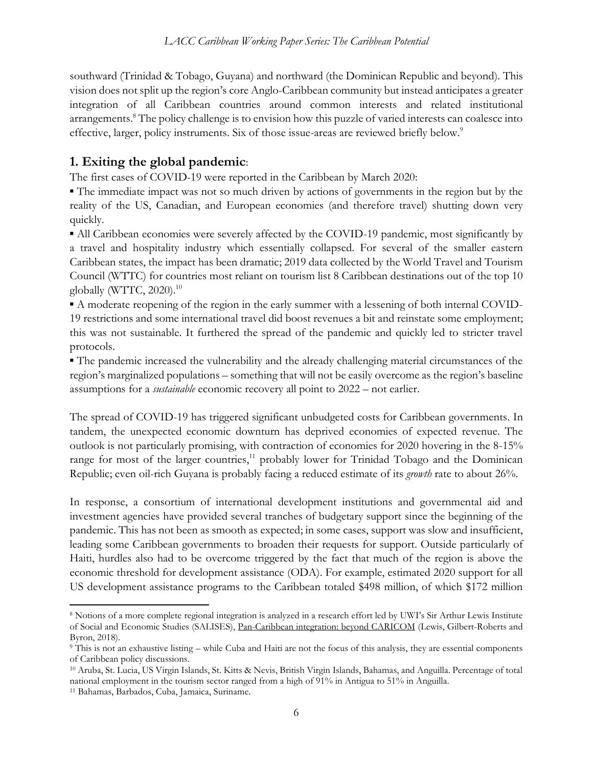southward (Trinidad & Tobago, Guyana) and northward (the Dominican Republic and beyond). This vision does not split up the region's core Anglo-Caribbean community but instead anticipates a greater integration of all Caribbean countries around common interests and related institutional arrangements.[8] The policy challenge is to envision how this puzzle of varied interests can coalesce into effective, larger, policy instruments. Six of those issue-areas are reviewed briefly below.[9]

## 1. Exiting the global pandemic:

The first cases of COVID-19 were reported in the Caribbean by March 2020:

- The immediate impact was not so much driven by actions of governments in the region but by the reality of the US, Canadian, and European economies (and therefore travel) shutting down very quickly.
- All Caribbean economies were severely affected by the COVID-19 pandemic, most significantly by a travel and hospitality industry which essentially collapsed. For several of the smaller eastern Caribbean states, the impact has been dramatic; 2019 data collected by the World Travel and Tourism Council (WTTC) for countries most reliant on tourism list 8 Caribbean destinations out of the top 10 globally (WTTC, 2020).[10]
- A moderate reopening of the region in the early summer with a lessening of both internal COVID-19 restrictions and some international travel did boost revenues a bit and reinstate some employment; this was not sustainable. It furthered the spread of the pandemic and quickly led to stricter travel protocols.
- The pandemic increased the vulnerability and the already challenging material circumstances of the region's marginalized populations – something that will not be easily overcome as the region's baseline assumptions for a *sustainable* economic recovery all point to 2022 – not earlier.

The spread of COVID-19 has triggered significant unbudgeted costs for Caribbean governments. In tandem, the unexpected economic downturn has deprived economies of expected revenue. The outlook is not particularly promising, with contraction of economies for 2020 hovering in the 8-15% range for most of the larger countries,[11] probably lower for Trinidad Tobago and the Dominican Republic; even oil-rich Guyana is probably facing a reduced estimate of its *growth* rate to about 26%.

In response, a consortium of international development institutions and governmental aid and investment agencies have provided several tranches of budgetary support since the beginning of the pandemic. This has not been as smooth as expected; in some cases, support was slow and insufficient, leading some Caribbean governments to broaden their requests for support. Outside particularly of Haiti, hurdles also had to be overcome triggered by the fact that much of the region is above the economic threshold for development assistance (ODA). For example, estimated 2020 support for all US development assistance programs to the Caribbean totaled $498 million, of which $172 million

---

[8] Notions of a more complete regional integration is analyzed in a research effort led by UWI's Sir Arthur Lewis Institute of Social and Economic Studies (SALISES), Pan-Caribbean integration: beyond CARICOM (Lewis, Gilbert-Roberts and Byron, 2018).

[9] This is not an exhaustive listing – while Cuba and Haiti are not the focus of this analysis, they are essential components of Caribbean policy discussions.

[10] Aruba, St. Lucia, US Virgin Islands, St. Kitts & Nevis, British Virgin Islands, Bahamas, and Anguilla. Percentage of total national employment in the tourism sector ranged from a high of 91% in Antigua to 51% in Anguilla.

[11] Bahamas, Barbados, Cuba, Jamaica, Suriname.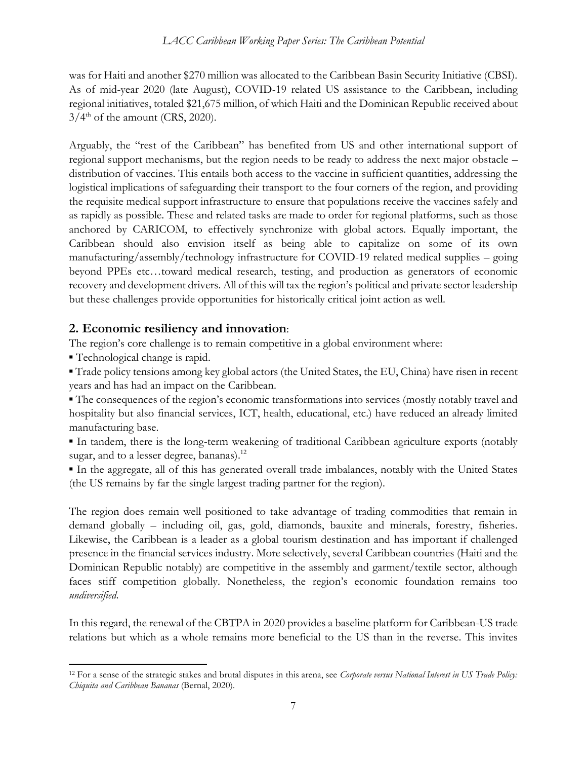was for Haiti and another \$270 million was allocated to the Caribbean Basin Security Initiative (CBSI). As of mid-year 2020 (late August), COVID-19 related US assistance to the Caribbean, including regional initiatives, totaled \$21,675 million, of which Haiti and the Dominican Republic received about 3/4th of the amount (CRS, 2020).

Arguably, the "rest of the Caribbean" has benefited from US and other international support of regional support mechanisms, but the region needs to be ready to address the next major obstacle – distribution of vaccines. This entails both access to the vaccine in sufficient quantities, addressing the logistical implications of safeguarding their transport to the four corners of the region, and providing the requisite medical support infrastructure to ensure that populations receive the vaccines safely and as rapidly as possible. These and related tasks are made to order for regional platforms, such as those anchored by CARICOM, to effectively synchronize with global actors. Equally important, the Caribbean should also envision itself as being able to capitalize on some of its own manufacturing/assembly/technology infrastructure for COVID-19 related medical supplies – going beyond PPEs etc…toward medical research, testing, and production as generators of economic recovery and development drivers. All of this will tax the region's political and private sector leadership but these challenges provide opportunities for historically critical joint action as well.

## 2. Economic resiliency and innovation:

The region's core challenge is to remain competitive in a global environment where:

- Technological change is rapid.
- Trade policy tensions among key global actors (the United States, the EU, China) have risen in recent years and has had an impact on the Caribbean.
- The consequences of the region's economic transformations into services (mostly notably travel and hospitality but also financial services, ICT, health, educational, etc.) have reduced an already limited manufacturing base.
- In tandem, there is the long-term weakening of traditional Caribbean agriculture exports (notably sugar, and to a lesser degree, bananas).[12]
- In the aggregate, all of this has generated overall trade imbalances, notably with the United States (the US remains by far the single largest trading partner for the region).

The region does remain well positioned to take advantage of trading commodities that remain in demand globally – including oil, gas, gold, diamonds, bauxite and minerals, forestry, fisheries. Likewise, the Caribbean is a leader as a global tourism destination and has important if challenged presence in the financial services industry. More selectively, several Caribbean countries (Haiti and the Dominican Republic notably) are competitive in the assembly and garment/textile sector, although faces stiff competition globally. Nonetheless, the region's economic foundation remains too *undiversified*.

In this regard, the renewal of the CBTPA in 2020 provides a baseline platform for Caribbean-US trade relations but which as a whole remains more beneficial to the US than in the reverse. This invites

[12] For a sense of the strategic stakes and brutal disputes in this arena, see *Corporate versus National Interest in US Trade Policy: Chiquita and Caribbean Bananas* (Bernal, 2020).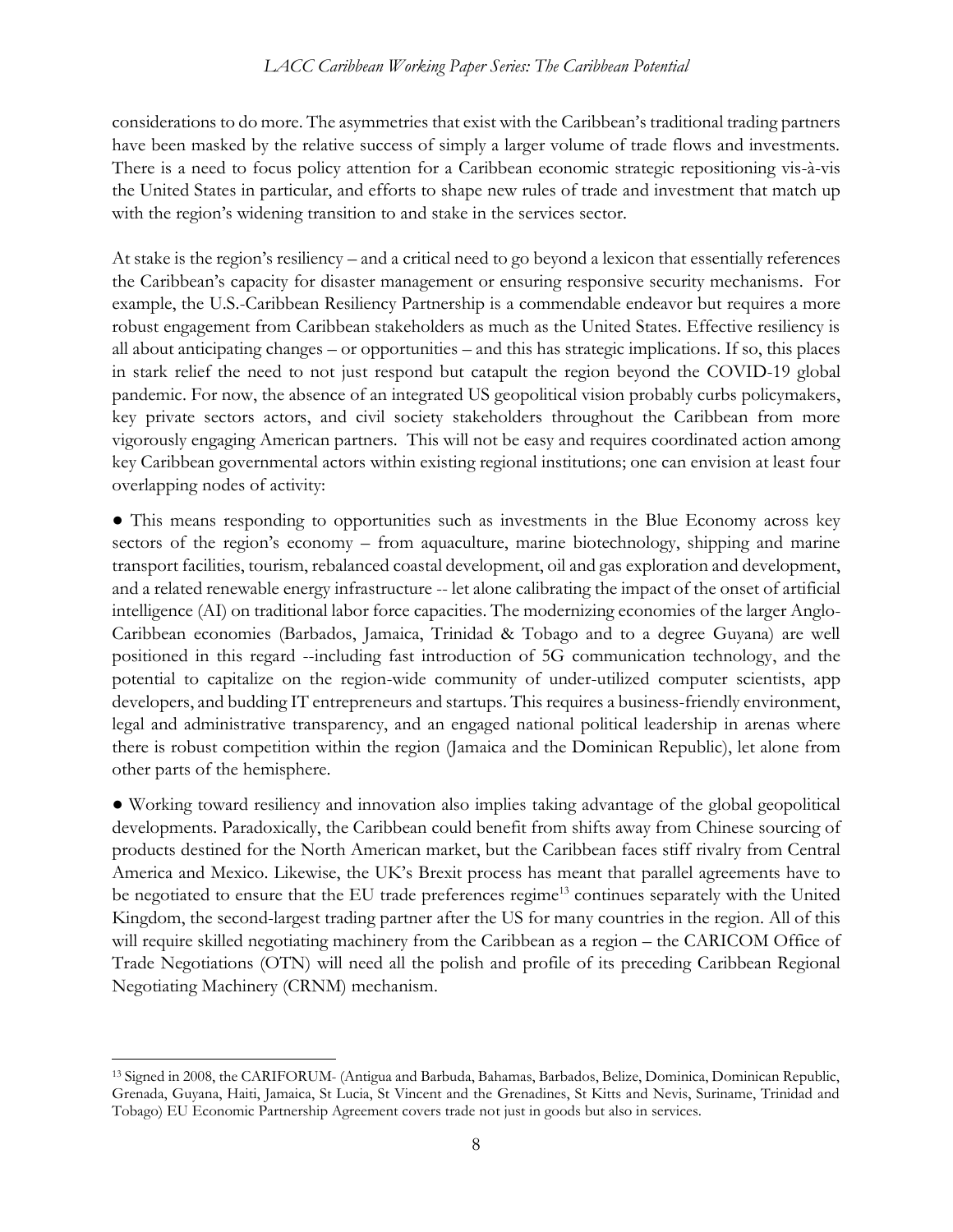considerations to do more. The asymmetries that exist with the Caribbean's traditional trading partners have been masked by the relative success of simply a larger volume of trade flows and investments. There is a need to focus policy attention for a Caribbean economic strategic repositioning vis-à-vis the United States in particular, and efforts to shape new rules of trade and investment that match up with the region's widening transition to and stake in the services sector.

At stake is the region's resiliency – and a critical need to go beyond a lexicon that essentially references the Caribbean's capacity for disaster management or ensuring responsive security mechanisms. For example, the U.S.-Caribbean Resiliency Partnership is a commendable endeavor but requires a more robust engagement from Caribbean stakeholders as much as the United States. Effective resiliency is all about anticipating changes – or opportunities – and this has strategic implications. If so, this places in stark relief the need to not just respond but catapult the region beyond the COVID-19 global pandemic. For now, the absence of an integrated US geopolitical vision probably curbs policymakers, key private sectors actors, and civil society stakeholders throughout the Caribbean from more vigorously engaging American partners. This will not be easy and requires coordinated action among key Caribbean governmental actors within existing regional institutions; one can envision at least four overlapping nodes of activity:

● This means responding to opportunities such as investments in the Blue Economy across key sectors of the region's economy – from aquaculture, marine biotechnology, shipping and marine transport facilities, tourism, rebalanced coastal development, oil and gas exploration and development, and a related renewable energy infrastructure -- let alone calibrating the impact of the onset of artificial intelligence (AI) on traditional labor force capacities. The modernizing economies of the larger Anglo-Caribbean economies (Barbados, Jamaica, Trinidad & Tobago and to a degree Guyana) are well positioned in this regard --including fast introduction of 5G communication technology, and the potential to capitalize on the region-wide community of under-utilized computer scientists, app developers, and budding IT entrepreneurs and startups. This requires a business-friendly environment, legal and administrative transparency, and an engaged national political leadership in arenas where there is robust competition within the region (Jamaica and the Dominican Republic), let alone from other parts of the hemisphere.

● Working toward resiliency and innovation also implies taking advantage of the global geopolitical developments. Paradoxically, the Caribbean could benefit from shifts away from Chinese sourcing of products destined for the North American market, but the Caribbean faces stiff rivalry from Central America and Mexico. Likewise, the UK's Brexit process has meant that parallel agreements have to be negotiated to ensure that the EU trade preferences regime[13] continues separately with the United Kingdom, the second-largest trading partner after the US for many countries in the region. All of this will require skilled negotiating machinery from the Caribbean as a region – the CARICOM Office of Trade Negotiations (OTN) will need all the polish and profile of its preceding Caribbean Regional Negotiating Machinery (CRNM) mechanism.

---

[13] Signed in 2008, the CARIFORUM- (Antigua and Barbuda, Bahamas, Barbados, Belize, Dominica, Dominican Republic, Grenada, Guyana, Haiti, Jamaica, St Lucia, St Vincent and the Grenadines, St Kitts and Nevis, Suriname, Trinidad and Tobago) EU Economic Partnership Agreement covers trade not just in goods but also in services.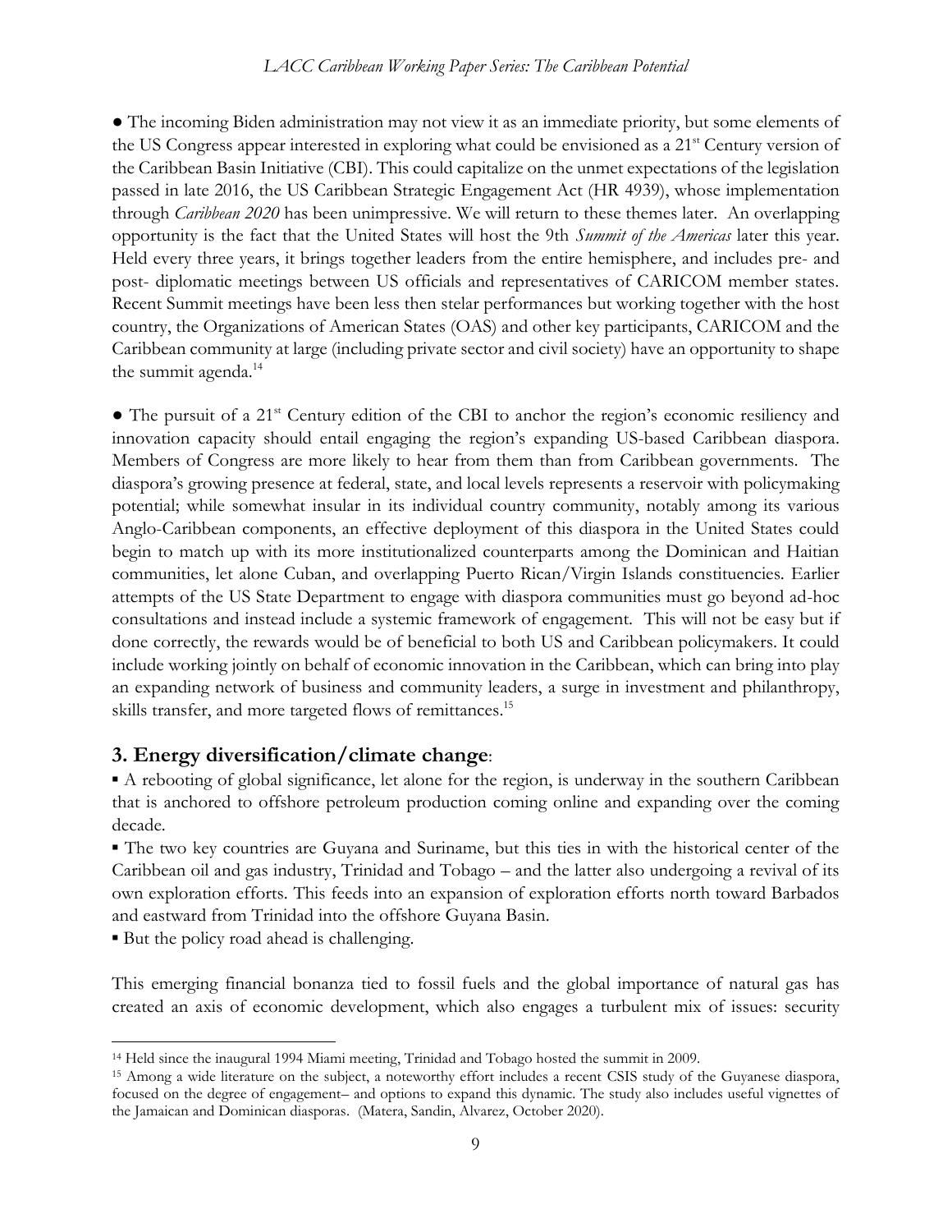● The incoming Biden administration may not view it as an immediate priority, but some elements of the US Congress appear interested in exploring what could be envisioned as a 21st Century version of the Caribbean Basin Initiative (CBI). This could capitalize on the unmet expectations of the legislation passed in late 2016, the US Caribbean Strategic Engagement Act (HR 4939), whose implementation through *Caribbean 2020* has been unimpressive. We will return to these themes later. An overlapping opportunity is the fact that the United States will host the 9th *Summit of the Americas* later this year. Held every three years, it brings together leaders from the entire hemisphere, and includes pre- and post- diplomatic meetings between US officials and representatives of CARICOM member states. Recent Summit meetings have been less then stelar performances but working together with the host country, the Organizations of American States (OAS) and other key participants, CARICOM and the Caribbean community at large (including private sector and civil society) have an opportunity to shape the summit agenda.[14]

● The pursuit of a 21st Century edition of the CBI to anchor the region's economic resiliency and innovation capacity should entail engaging the region's expanding US-based Caribbean diaspora. Members of Congress are more likely to hear from them than from Caribbean governments. The diaspora's growing presence at federal, state, and local levels represents a reservoir with policymaking potential; while somewhat insular in its individual country community, notably among its various Anglo-Caribbean components, an effective deployment of this diaspora in the United States could begin to match up with its more institutionalized counterparts among the Dominican and Haitian communities, let alone Cuban, and overlapping Puerto Rican/Virgin Islands constituencies. Earlier attempts of the US State Department to engage with diaspora communities must go beyond ad-hoc consultations and instead include a systemic framework of engagement. This will not be easy but if done correctly, the rewards would be of beneficial to both US and Caribbean policymakers. It could include working jointly on behalf of economic innovation in the Caribbean, which can bring into play an expanding network of business and community leaders, a surge in investment and philanthropy, skills transfer, and more targeted flows of remittances.[15]

## 3. Energy diversification/climate change:

- A rebooting of global significance, let alone for the region, is underway in the southern Caribbean that is anchored to offshore petroleum production coming online and expanding over the coming decade.
- The two key countries are Guyana and Suriname, but this ties in with the historical center of the Caribbean oil and gas industry, Trinidad and Tobago – and the latter also undergoing a revival of its own exploration efforts. This feeds into an expansion of exploration efforts north toward Barbados and eastward from Trinidad into the offshore Guyana Basin.
- But the policy road ahead is challenging.

This emerging financial bonanza tied to fossil fuels and the global importance of natural gas has created an axis of economic development, which also engages a turbulent mix of issues: security

---

[14] Held since the inaugural 1994 Miami meeting, Trinidad and Tobago hosted the summit in 2009.

[15] Among a wide literature on the subject, a noteworthy effort includes a recent CSIS study of the Guyanese diaspora, focused on the degree of engagement– and options to expand this dynamic. The study also includes useful vignettes of the Jamaican and Dominican diasporas. (Matera, Sandin, Alvarez, October 2020).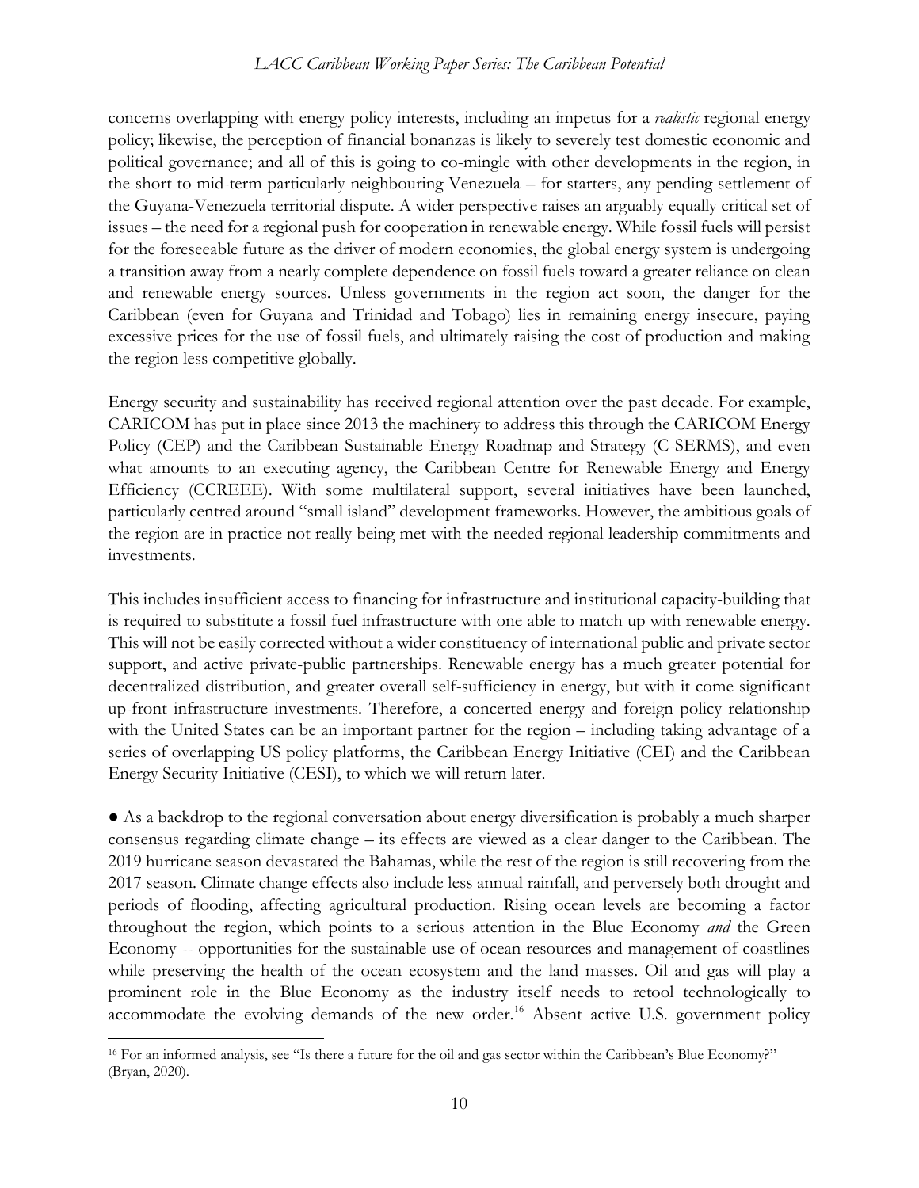concerns overlapping with energy policy interests, including an impetus for a *realistic* regional energy policy; likewise, the perception of financial bonanzas is likely to severely test domestic economic and political governance; and all of this is going to co-mingle with other developments in the region, in the short to mid-term particularly neighbouring Venezuela – for starters, any pending settlement of the Guyana-Venezuela territorial dispute. A wider perspective raises an arguably equally critical set of issues – the need for a regional push for cooperation in renewable energy. While fossil fuels will persist for the foreseeable future as the driver of modern economies, the global energy system is undergoing a transition away from a nearly complete dependence on fossil fuels toward a greater reliance on clean and renewable energy sources. Unless governments in the region act soon, the danger for the Caribbean (even for Guyana and Trinidad and Tobago) lies in remaining energy insecure, paying excessive prices for the use of fossil fuels, and ultimately raising the cost of production and making the region less competitive globally.

Energy security and sustainability has received regional attention over the past decade. For example, CARICOM has put in place since 2013 the machinery to address this through the CARICOM Energy Policy (CEP) and the Caribbean Sustainable Energy Roadmap and Strategy (C-SERMS), and even what amounts to an executing agency, the Caribbean Centre for Renewable Energy and Energy Efficiency (CCREEE). With some multilateral support, several initiatives have been launched, particularly centred around "small island" development frameworks. However, the ambitious goals of the region are in practice not really being met with the needed regional leadership commitments and investments.

This includes insufficient access to financing for infrastructure and institutional capacity-building that is required to substitute a fossil fuel infrastructure with one able to match up with renewable energy. This will not be easily corrected without a wider constituency of international public and private sector support, and active private-public partnerships. Renewable energy has a much greater potential for decentralized distribution, and greater overall self-sufficiency in energy, but with it come significant up-front infrastructure investments. Therefore, a concerted energy and foreign policy relationship with the United States can be an important partner for the region – including taking advantage of a series of overlapping US policy platforms, the Caribbean Energy Initiative (CEI) and the Caribbean Energy Security Initiative (CESI), to which we will return later.

● As a backdrop to the regional conversation about energy diversification is probably a much sharper consensus regarding climate change – its effects are viewed as a clear danger to the Caribbean. The 2019 hurricane season devastated the Bahamas, while the rest of the region is still recovering from the 2017 season. Climate change effects also include less annual rainfall, and perversely both drought and periods of flooding, affecting agricultural production. Rising ocean levels are becoming a factor throughout the region, which points to a serious attention in the Blue Economy *and* the Green Economy -- opportunities for the sustainable use of ocean resources and management of coastlines while preserving the health of the ocean ecosystem and the land masses. Oil and gas will play a prominent role in the Blue Economy as the industry itself needs to retool technologically to accommodate the evolving demands of the new order.[16] Absent active U.S. government policy

---

[16] For an informed analysis, see "Is there a future for the oil and gas sector within the Caribbean's Blue Economy?" (Bryan, 2020).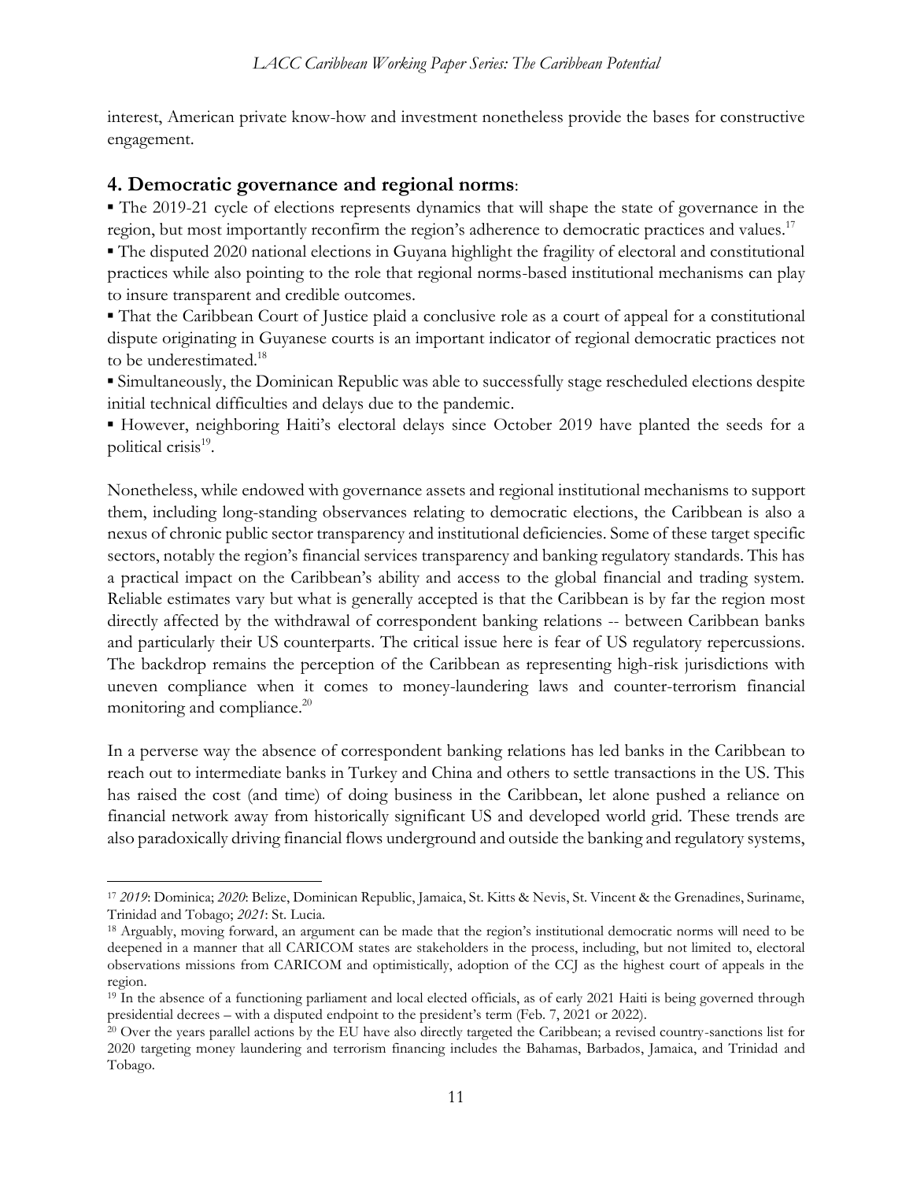interest, American private know-how and investment nonetheless provide the bases for constructive engagement.

## 4. Democratic governance and regional norms:

▪ The 2019-21 cycle of elections represents dynamics that will shape the state of governance in the region, but most importantly reconfirm the region's adherence to democratic practices and values.[17]

▪ The disputed 2020 national elections in Guyana highlight the fragility of electoral and constitutional practices while also pointing to the role that regional norms-based institutional mechanisms can play to insure transparent and credible outcomes.

▪ That the Caribbean Court of Justice plaid a conclusive role as a court of appeal for a constitutional dispute originating in Guyanese courts is an important indicator of regional democratic practices not to be underestimated.[18]

▪ Simultaneously, the Dominican Republic was able to successfully stage rescheduled elections despite initial technical difficulties and delays due to the pandemic.

▪ However, neighboring Haiti's electoral delays since October 2019 have planted the seeds for a political crisis[19].

Nonetheless, while endowed with governance assets and regional institutional mechanisms to support them, including long-standing observances relating to democratic elections, the Caribbean is also a nexus of chronic public sector transparency and institutional deficiencies. Some of these target specific sectors, notably the region's financial services transparency and banking regulatory standards. This has a practical impact on the Caribbean's ability and access to the global financial and trading system. Reliable estimates vary but what is generally accepted is that the Caribbean is by far the region most directly affected by the withdrawal of correspondent banking relations -- between Caribbean banks and particularly their US counterparts. The critical issue here is fear of US regulatory repercussions. The backdrop remains the perception of the Caribbean as representing high-risk jurisdictions with uneven compliance when it comes to money-laundering laws and counter-terrorism financial monitoring and compliance.[20]

In a perverse way the absence of correspondent banking relations has led banks in the Caribbean to reach out to intermediate banks in Turkey and China and others to settle transactions in the US. This has raised the cost (and time) of doing business in the Caribbean, let alone pushed a reliance on financial network away from historically significant US and developed world grid. These trends are also paradoxically driving financial flows underground and outside the banking and regulatory systems,

---

[17] *2019*: Dominica; *2020*: Belize, Dominican Republic, Jamaica, St. Kitts & Nevis, St. Vincent & the Grenadines, Suriname, Trinidad and Tobago; *2021*: St. Lucia.

[18] Arguably, moving forward, an argument can be made that the region's institutional democratic norms will need to be deepened in a manner that all CARICOM states are stakeholders in the process, including, but not limited to, electoral observations missions from CARICOM and optimistically, adoption of the CCJ as the highest court of appeals in the region.

[19] In the absence of a functioning parliament and local elected officials, as of early 2021 Haiti is being governed through presidential decrees – with a disputed endpoint to the president's term (Feb. 7, 2021 or 2022).

[20] Over the years parallel actions by the EU have also directly targeted the Caribbean; a revised country-sanctions list for 2020 targeting money laundering and terrorism financing includes the Bahamas, Barbados, Jamaica, and Trinidad and Tobago.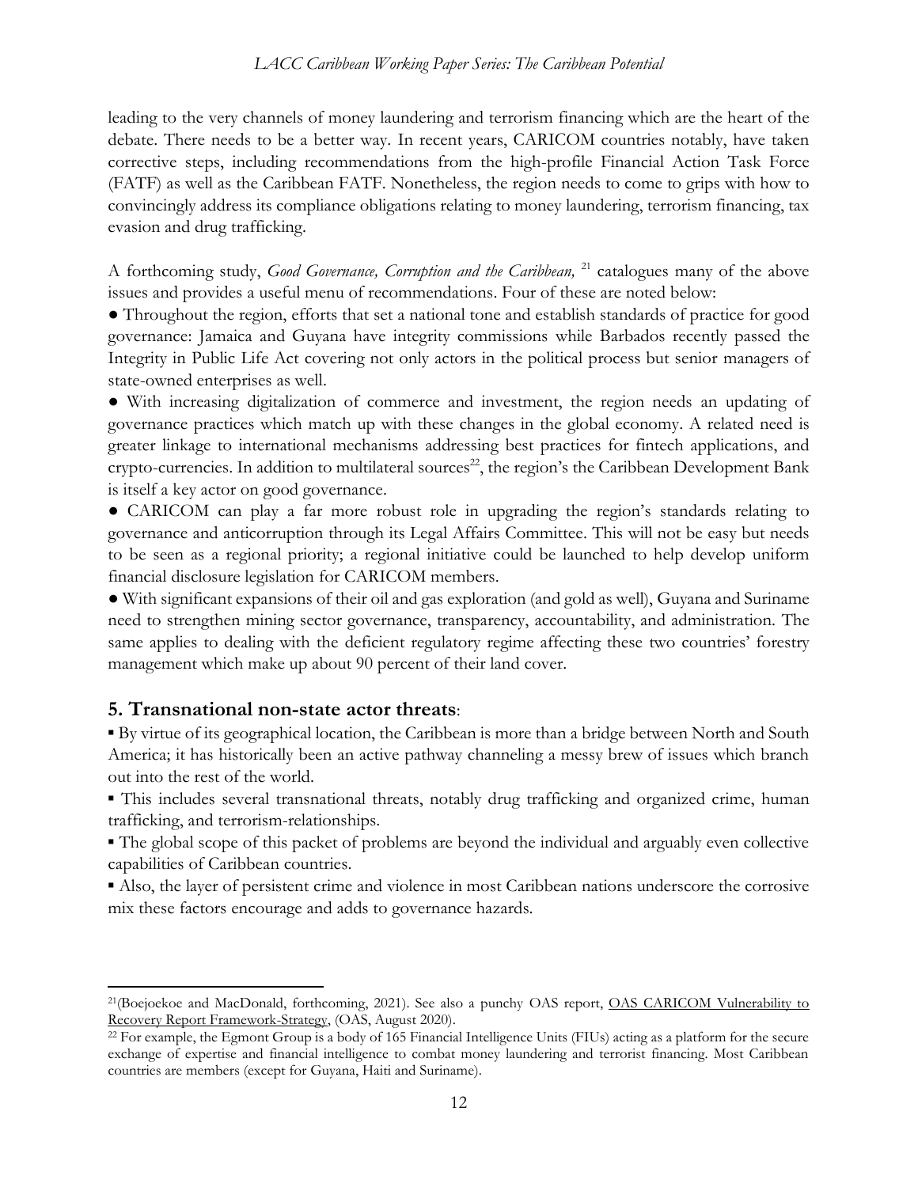leading to the very channels of money laundering and terrorism financing which are the heart of the debate. There needs to be a better way. In recent years, CARICOM countries notably, have taken corrective steps, including recommendations from the high-profile Financial Action Task Force (FATF) as well as the Caribbean FATF. Nonetheless, the region needs to come to grips with how to convincingly address its compliance obligations relating to money laundering, terrorism financing, tax evasion and drug trafficking.

A forthcoming study, *Good Governance, Corruption and the Caribbean,* [21] catalogues many of the above issues and provides a useful menu of recommendations. Four of these are noted below:

● Throughout the region, efforts that set a national tone and establish standards of practice for good governance: Jamaica and Guyana have integrity commissions while Barbados recently passed the Integrity in Public Life Act covering not only actors in the political process but senior managers of state-owned enterprises as well.

● With increasing digitalization of commerce and investment, the region needs an updating of governance practices which match up with these changes in the global economy. A related need is greater linkage to international mechanisms addressing best practices for fintech applications, and crypto-currencies. In addition to multilateral sources[22], the region's the Caribbean Development Bank is itself a key actor on good governance.

● CARICOM can play a far more robust role in upgrading the region's standards relating to governance and anticorruption through its Legal Affairs Committee. This will not be easy but needs to be seen as a regional priority; a regional initiative could be launched to help develop uniform financial disclosure legislation for CARICOM members.

● With significant expansions of their oil and gas exploration (and gold as well), Guyana and Suriname need to strengthen mining sector governance, transparency, accountability, and administration. The same applies to dealing with the deficient regulatory regime affecting these two countries' forestry management which make up about 90 percent of their land cover.

## 5. Transnational non-state actor threats:

▪ By virtue of its geographical location, the Caribbean is more than a bridge between North and South America; it has historically been an active pathway channeling a messy brew of issues which branch out into the rest of the world.

▪ This includes several transnational threats, notably drug trafficking and organized crime, human trafficking, and terrorism-relationships.

▪ The global scope of this packet of problems are beyond the individual and arguably even collective capabilities of Caribbean countries.

▪ Also, the layer of persistent crime and violence in most Caribbean nations underscore the corrosive mix these factors encourage and adds to governance hazards.

---

[21] (Boejoekoe and MacDonald, forthcoming, 2021). See also a punchy OAS report, OAS CARICOM Vulnerability to Recovery Report Framework-Strategy, (OAS, August 2020).

[22] For example, the Egmont Group is a body of 165 Financial Intelligence Units (FIUs) acting as a platform for the secure exchange of expertise and financial intelligence to combat money laundering and terrorist financing. Most Caribbean countries are members (except for Guyana, Haiti and Suriname).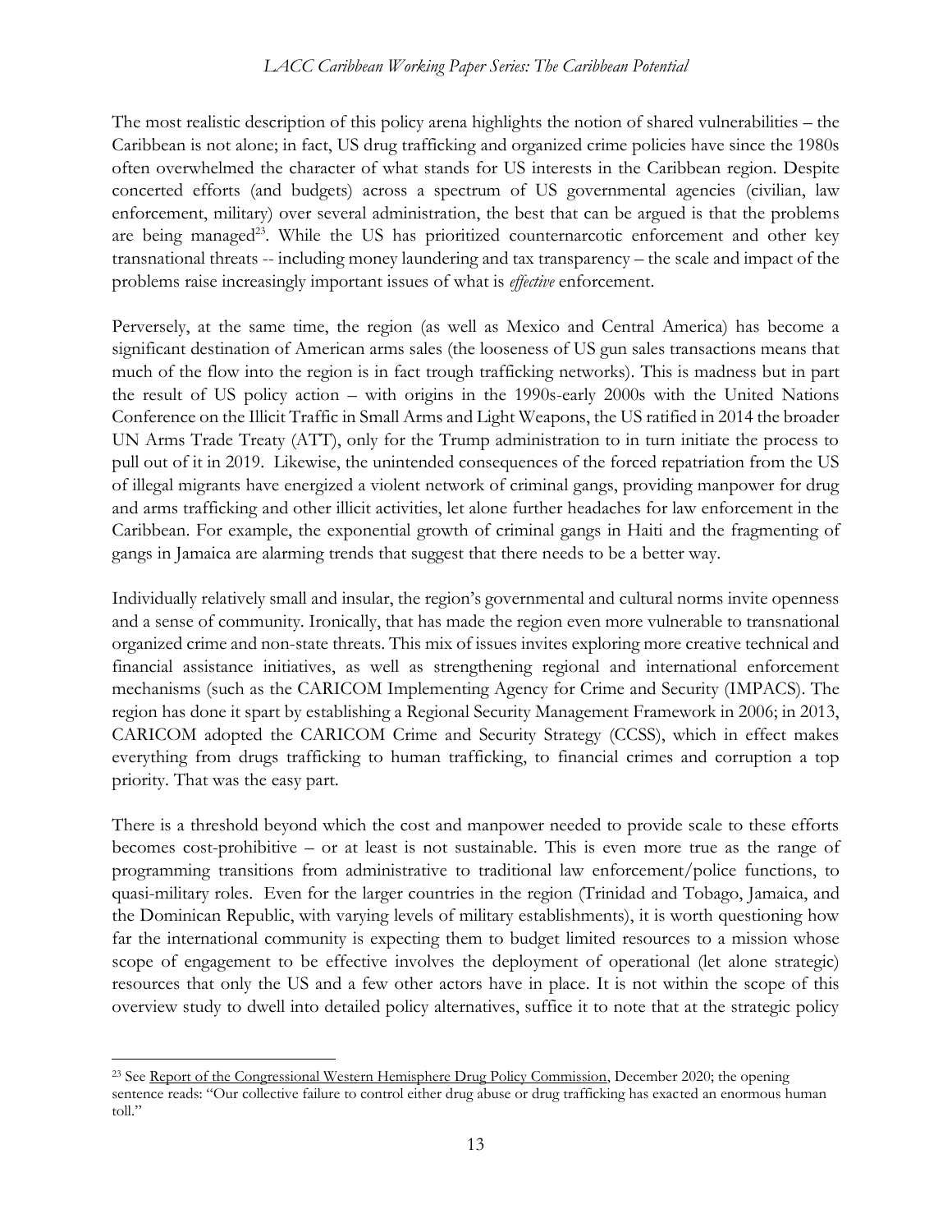The most realistic description of this policy arena highlights the notion of shared vulnerabilities – the Caribbean is not alone; in fact, US drug trafficking and organized crime policies have since the 1980s often overwhelmed the character of what stands for US interests in the Caribbean region. Despite concerted efforts (and budgets) across a spectrum of US governmental agencies (civilian, law enforcement, military) over several administration, the best that can be argued is that the problems are being managed[23]. While the US has prioritized counternarcotic enforcement and other key transnational threats -- including money laundering and tax transparency – the scale and impact of the problems raise increasingly important issues of what is *effective* enforcement.

Perversely, at the same time, the region (as well as Mexico and Central America) has become a significant destination of American arms sales (the looseness of US gun sales transactions means that much of the flow into the region is in fact trough trafficking networks). This is madness but in part the result of US policy action – with origins in the 1990s-early 2000s with the United Nations Conference on the Illicit Traffic in Small Arms and Light Weapons, the US ratified in 2014 the broader UN Arms Trade Treaty (ATT), only for the Trump administration to in turn initiate the process to pull out of it in 2019. Likewise, the unintended consequences of the forced repatriation from the US of illegal migrants have energized a violent network of criminal gangs, providing manpower for drug and arms trafficking and other illicit activities, let alone further headaches for law enforcement in the Caribbean. For example, the exponential growth of criminal gangs in Haiti and the fragmenting of gangs in Jamaica are alarming trends that suggest that there needs to be a better way.

Individually relatively small and insular, the region's governmental and cultural norms invite openness and a sense of community. Ironically, that has made the region even more vulnerable to transnational organized crime and non-state threats. This mix of issues invites exploring more creative technical and financial assistance initiatives, as well as strengthening regional and international enforcement mechanisms (such as the CARICOM Implementing Agency for Crime and Security (IMPACS). The region has done it spart by establishing a Regional Security Management Framework in 2006; in 2013, CARICOM adopted the CARICOM Crime and Security Strategy (CCSS), which in effect makes everything from drugs trafficking to human trafficking, to financial crimes and corruption a top priority. That was the easy part.

There is a threshold beyond which the cost and manpower needed to provide scale to these efforts becomes cost-prohibitive – or at least is not sustainable. This is even more true as the range of programming transitions from administrative to traditional law enforcement/police functions, to quasi-military roles. Even for the larger countries in the region (Trinidad and Tobago, Jamaica, and the Dominican Republic, with varying levels of military establishments), it is worth questioning how far the international community is expecting them to budget limited resources to a mission whose scope of engagement to be effective involves the deployment of operational (let alone strategic) resources that only the US and a few other actors have in place. It is not within the scope of this overview study to dwell into detailed policy alternatives, suffice it to note that at the strategic policy

---

[23] See Report of the Congressional Western Hemisphere Drug Policy Commission, December 2020; the opening sentence reads: "Our collective failure to control either drug abuse or drug trafficking has exacted an enormous human toll."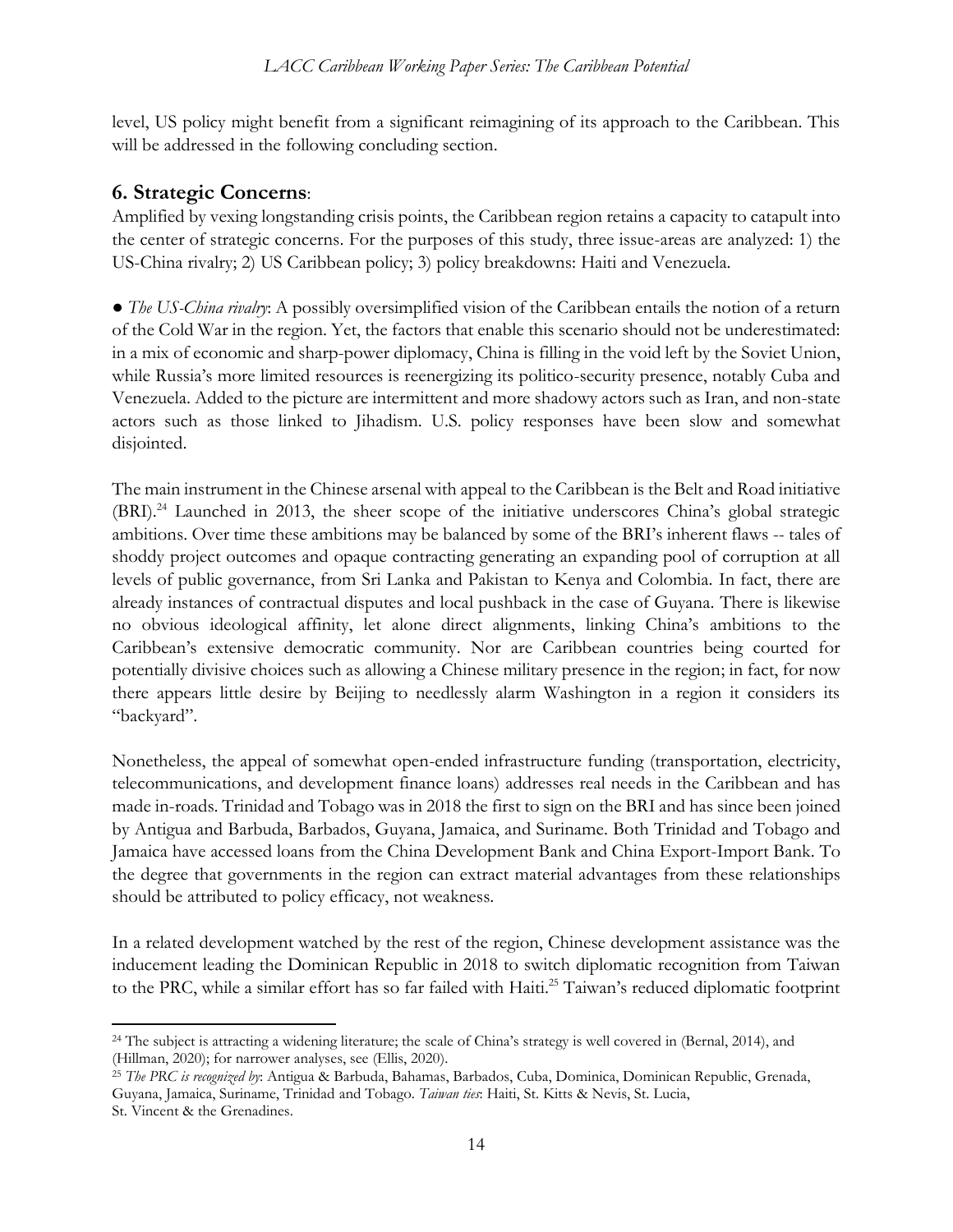level, US policy might benefit from a significant reimagining of its approach to the Caribbean. This will be addressed in the following concluding section.

## 6. Strategic Concerns:

Amplified by vexing longstanding crisis points, the Caribbean region retains a capacity to catapult into the center of strategic concerns. For the purposes of this study, three issue-areas are analyzed: 1) the US-China rivalry; 2) US Caribbean policy; 3) policy breakdowns: Haiti and Venezuela.

● *The US-China rivalry*: A possibly oversimplified vision of the Caribbean entails the notion of a return of the Cold War in the region. Yet, the factors that enable this scenario should not be underestimated: in a mix of economic and sharp-power diplomacy, China is filling in the void left by the Soviet Union, while Russia's more limited resources is reenergizing its politico-security presence, notably Cuba and Venezuela. Added to the picture are intermittent and more shadowy actors such as Iran, and non-state actors such as those linked to Jihadism. U.S. policy responses have been slow and somewhat disjointed.

The main instrument in the Chinese arsenal with appeal to the Caribbean is the Belt and Road initiative (BRI).[24] Launched in 2013, the sheer scope of the initiative underscores China's global strategic ambitions. Over time these ambitions may be balanced by some of the BRI's inherent flaws -- tales of shoddy project outcomes and opaque contracting generating an expanding pool of corruption at all levels of public governance, from Sri Lanka and Pakistan to Kenya and Colombia. In fact, there are already instances of contractual disputes and local pushback in the case of Guyana. There is likewise no obvious ideological affinity, let alone direct alignments, linking China's ambitions to the Caribbean's extensive democratic community. Nor are Caribbean countries being courted for potentially divisive choices such as allowing a Chinese military presence in the region; in fact, for now there appears little desire by Beijing to needlessly alarm Washington in a region it considers its "backyard".

Nonetheless, the appeal of somewhat open-ended infrastructure funding (transportation, electricity, telecommunications, and development finance loans) addresses real needs in the Caribbean and has made in-roads. Trinidad and Tobago was in 2018 the first to sign on the BRI and has since been joined by Antigua and Barbuda, Barbados, Guyana, Jamaica, and Suriname. Both Trinidad and Tobago and Jamaica have accessed loans from the China Development Bank and China Export-Import Bank. To the degree that governments in the region can extract material advantages from these relationships should be attributed to policy efficacy, not weakness.

In a related development watched by the rest of the region, Chinese development assistance was the inducement leading the Dominican Republic in 2018 to switch diplomatic recognition from Taiwan to the PRC, while a similar effort has so far failed with Haiti.[25] Taiwan's reduced diplomatic footprint

---

[24] The subject is attracting a widening literature; the scale of China's strategy is well covered in (Bernal, 2014), and (Hillman, 2020); for narrower analyses, see (Ellis, 2020).

[25] *The PRC is recognized by*: Antigua & Barbuda, Bahamas, Barbados, Cuba, Dominica, Dominican Republic, Grenada, Guyana, Jamaica, Suriname, Trinidad and Tobago. *Taiwan ties*: Haiti, St. Kitts & Nevis, St. Lucia, St. Vincent & the Grenadines.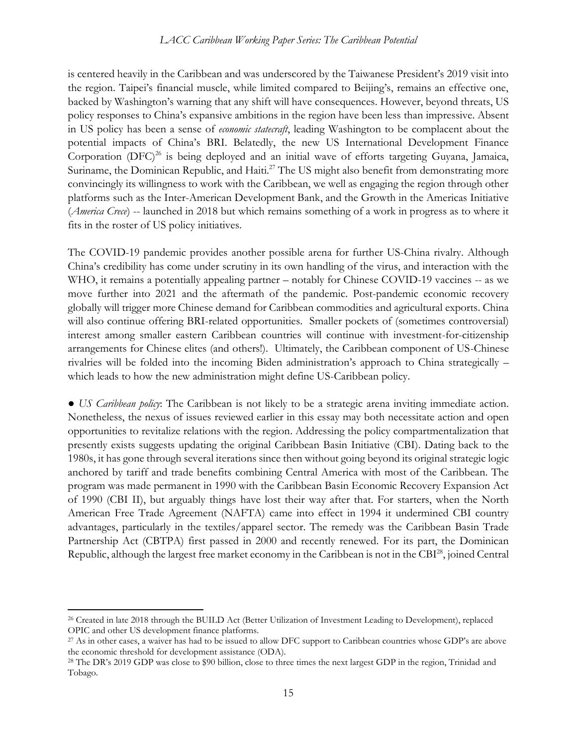is centered heavily in the Caribbean and was underscored by the Taiwanese President's 2019 visit into the region. Taipei's financial muscle, while limited compared to Beijing's, remains an effective one, backed by Washington's warning that any shift will have consequences. However, beyond threats, US policy responses to China's expansive ambitions in the region have been less than impressive. Absent in US policy has been a sense of *economic statecraft*, leading Washington to be complacent about the potential impacts of China's BRI. Belatedly, the new US International Development Finance Corporation (DFC)[26] is being deployed and an initial wave of efforts targeting Guyana, Jamaica, Suriname, the Dominican Republic, and Haiti.[27] The US might also benefit from demonstrating more convincingly its willingness to work with the Caribbean, we well as engaging the region through other platforms such as the Inter-American Development Bank, and the Growth in the Americas Initiative (*America Crece*) -- launched in 2018 but which remains something of a work in progress as to where it fits in the roster of US policy initiatives.

The COVID-19 pandemic provides another possible arena for further US-China rivalry. Although China's credibility has come under scrutiny in its own handling of the virus, and interaction with the WHO, it remains a potentially appealing partner – notably for Chinese COVID-19 vaccines -- as we move further into 2021 and the aftermath of the pandemic. Post-pandemic economic recovery globally will trigger more Chinese demand for Caribbean commodities and agricultural exports. China will also continue offering BRI-related opportunities. Smaller pockets of (sometimes controversial) interest among smaller eastern Caribbean countries will continue with investment-for-citizenship arrangements for Chinese elites (and others!). Ultimately, the Caribbean component of US-Chinese rivalries will be folded into the incoming Biden administration's approach to China strategically – which leads to how the new administration might define US-Caribbean policy.

● *US Caribbean policy*: The Caribbean is not likely to be a strategic arena inviting immediate action. Nonetheless, the nexus of issues reviewed earlier in this essay may both necessitate action and open opportunities to revitalize relations with the region. Addressing the policy compartmentalization that presently exists suggests updating the original Caribbean Basin Initiative (CBI). Dating back to the 1980s, it has gone through several iterations since then without going beyond its original strategic logic anchored by tariff and trade benefits combining Central America with most of the Caribbean. The program was made permanent in 1990 with the Caribbean Basin Economic Recovery Expansion Act of 1990 (CBI II), but arguably things have lost their way after that. For starters, when the North American Free Trade Agreement (NAFTA) came into effect in 1994 it undermined CBI country advantages, particularly in the textiles/apparel sector. The remedy was the Caribbean Basin Trade Partnership Act (CBTPA) first passed in 2000 and recently renewed. For its part, the Dominican Republic, although the largest free market economy in the Caribbean is not in the CBI[28], joined Central

---

[26] Created in late 2018 through the BUILD Act (Better Utilization of Investment Leading to Development), replaced OPIC and other US development finance platforms.

[27] As in other cases, a waiver has had to be issued to allow DFC support to Caribbean countries whose GDP's are above the economic threshold for development assistance (ODA).

[28] The DR's 2019 GDP was close to $90 billion, close to three times the next largest GDP in the region, Trinidad and Tobago.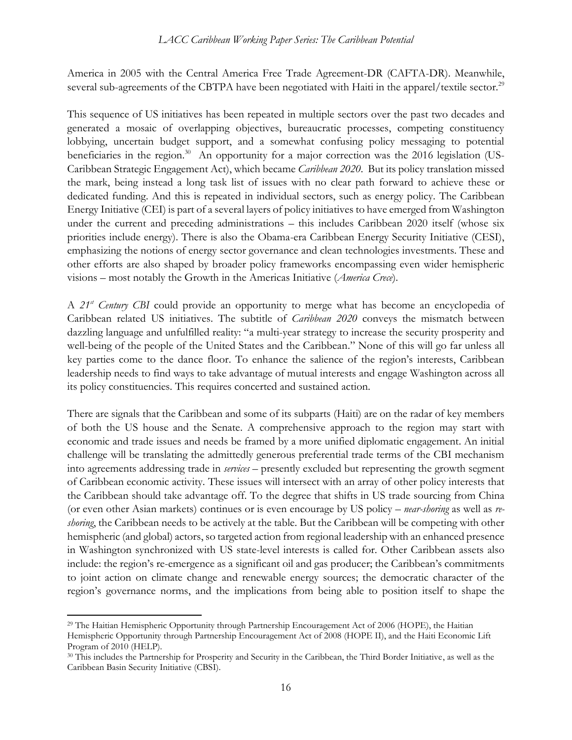America in 2005 with the Central America Free Trade Agreement-DR (CAFTA-DR). Meanwhile, several sub-agreements of the CBTPA have been negotiated with Haiti in the apparel/textile sector.[29]

This sequence of US initiatives has been repeated in multiple sectors over the past two decades and generated a mosaic of overlapping objectives, bureaucratic processes, competing constituency lobbying, uncertain budget support, and a somewhat confusing policy messaging to potential beneficiaries in the region.[30] An opportunity for a major correction was the 2016 legislation (US-Caribbean Strategic Engagement Act), which became *Caribbean 2020*. But its policy translation missed the mark, being instead a long task list of issues with no clear path forward to achieve these or dedicated funding. And this is repeated in individual sectors, such as energy policy. The Caribbean Energy Initiative (CEI) is part of a several layers of policy initiatives to have emerged from Washington under the current and preceding administrations – this includes Caribbean 2020 itself (whose six priorities include energy). There is also the Obama-era Caribbean Energy Security Initiative (CESI), emphasizing the notions of energy sector governance and clean technologies investments. These and other efforts are also shaped by broader policy frameworks encompassing even wider hemispheric visions – most notably the Growth in the Americas Initiative (*America Crece*).

A *21st Century CBI* could provide an opportunity to merge what has become an encyclopedia of Caribbean related US initiatives. The subtitle of *Caribbean 2020* conveys the mismatch between dazzling language and unfulfilled reality: "a multi-year strategy to increase the security prosperity and well-being of the people of the United States and the Caribbean." None of this will go far unless all key parties come to the dance floor. To enhance the salience of the region's interests, Caribbean leadership needs to find ways to take advantage of mutual interests and engage Washington across all its policy constituencies. This requires concerted and sustained action.

There are signals that the Caribbean and some of its subparts (Haiti) are on the radar of key members of both the US house and the Senate. A comprehensive approach to the region may start with economic and trade issues and needs be framed by a more unified diplomatic engagement. An initial challenge will be translating the admittedly generous preferential trade terms of the CBI mechanism into agreements addressing trade in *services* – presently excluded but representing the growth segment of Caribbean economic activity. These issues will intersect with an array of other policy interests that the Caribbean should take advantage off. To the degree that shifts in US trade sourcing from China (or even other Asian markets) continues or is even encourage by US policy – *near-shoring* as well as *re-shoring*, the Caribbean needs to be actively at the table. But the Caribbean will be competing with other hemispheric (and global) actors, so targeted action from regional leadership with an enhanced presence in Washington synchronized with US state-level interests is called for. Other Caribbean assets also include: the region's re-emergence as a significant oil and gas producer; the Caribbean's commitments to joint action on climate change and renewable energy sources; the democratic character of the region's governance norms, and the implications from being able to position itself to shape the

[29] The Haitian Hemispheric Opportunity through Partnership Encouragement Act of 2006 (HOPE), the Haitian Hemispheric Opportunity through Partnership Encouragement Act of 2008 (HOPE II), and the Haiti Economic Lift Program of 2010 (HELP).

[30] This includes the Partnership for Prosperity and Security in the Caribbean, the Third Border Initiative, as well as the Caribbean Basin Security Initiative (CBSI).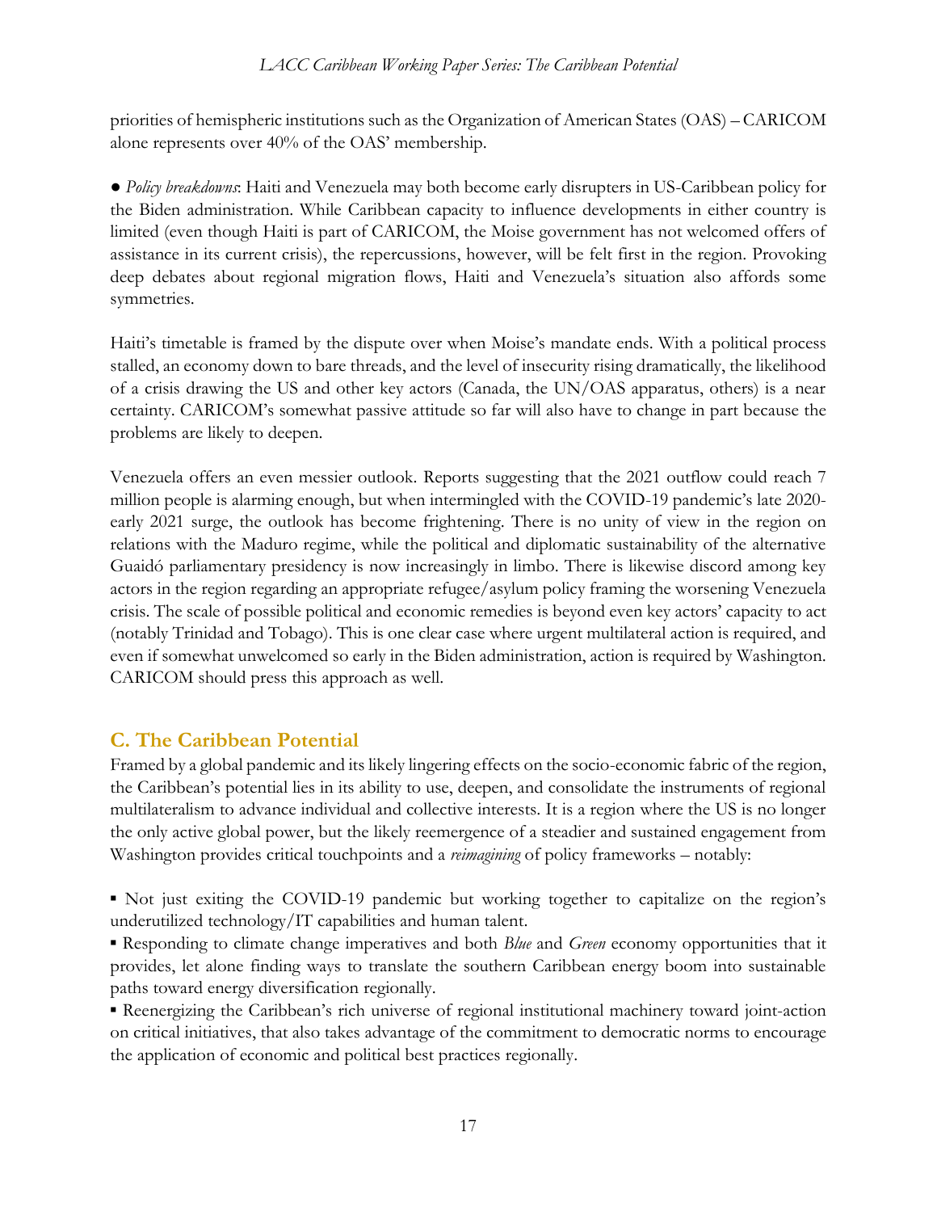priorities of hemispheric institutions such as the Organization of American States (OAS) – CARICOM alone represents over 40% of the OAS' membership.

● *Policy breakdowns*: Haiti and Venezuela may both become early disrupters in US-Caribbean policy for the Biden administration. While Caribbean capacity to influence developments in either country is limited (even though Haiti is part of CARICOM, the Moise government has not welcomed offers of assistance in its current crisis), the repercussions, however, will be felt first in the region. Provoking deep debates about regional migration flows, Haiti and Venezuela's situation also affords some symmetries.

Haiti's timetable is framed by the dispute over when Moise's mandate ends. With a political process stalled, an economy down to bare threads, and the level of insecurity rising dramatically, the likelihood of a crisis drawing the US and other key actors (Canada, the UN/OAS apparatus, others) is a near certainty. CARICOM's somewhat passive attitude so far will also have to change in part because the problems are likely to deepen.

Venezuela offers an even messier outlook. Reports suggesting that the 2021 outflow could reach 7 million people is alarming enough, but when intermingled with the COVID-19 pandemic's late 2020-early 2021 surge, the outlook has become frightening. There is no unity of view in the region on relations with the Maduro regime, while the political and diplomatic sustainability of the alternative Guaidó parliamentary presidency is now increasingly in limbo. There is likewise discord among key actors in the region regarding an appropriate refugee/asylum policy framing the worsening Venezuela crisis. The scale of possible political and economic remedies is beyond even key actors' capacity to act (notably Trinidad and Tobago). This is one clear case where urgent multilateral action is required, and even if somewhat unwelcomed so early in the Biden administration, action is required by Washington. CARICOM should press this approach as well.

## C. The Caribbean Potential

Framed by a global pandemic and its likely lingering effects on the socio-economic fabric of the region, the Caribbean's potential lies in its ability to use, deepen, and consolidate the instruments of regional multilateralism to advance individual and collective interests. It is a region where the US is no longer the only active global power, but the likely reemergence of a steadier and sustained engagement from Washington provides critical touchpoints and a *reimagining* of policy frameworks – notably:

- Not just exiting the COVID-19 pandemic but working together to capitalize on the region's underutilized technology/IT capabilities and human talent.
- Responding to climate change imperatives and both *Blue* and *Green* economy opportunities that it provides, let alone finding ways to translate the southern Caribbean energy boom into sustainable paths toward energy diversification regionally.
- Reenergizing the Caribbean's rich universe of regional institutional machinery toward joint-action on critical initiatives, that also takes advantage of the commitment to democratic norms to encourage the application of economic and political best practices regionally.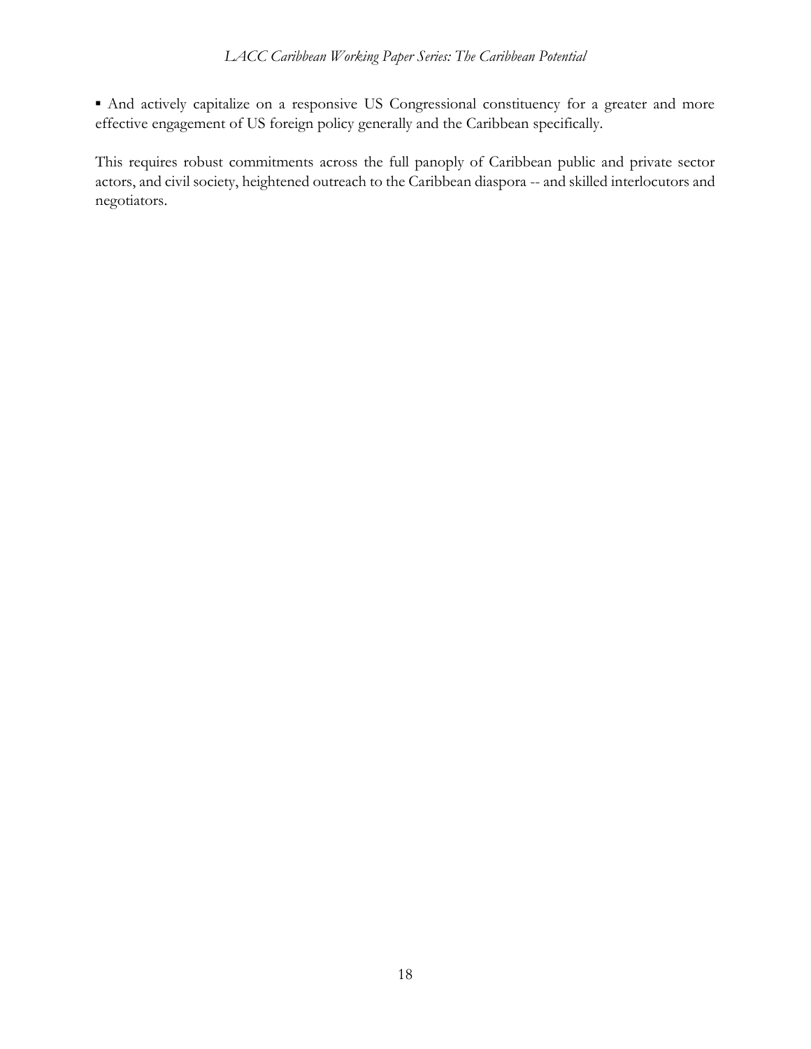- And actively capitalize on a responsive US Congressional constituency for a greater and more effective engagement of US foreign policy generally and the Caribbean specifically.

This requires robust commitments across the full panoply of Caribbean public and private sector actors, and civil society, heightened outreach to the Caribbean diaspora -- and skilled interlocutors and negotiators.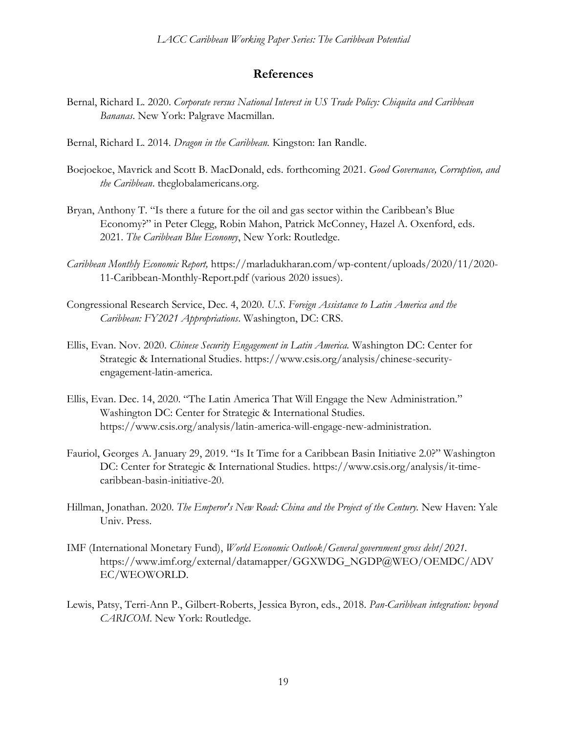## References

Bernal, Richard L. 2020. *Corporate versus National Interest in US Trade Policy: Chiquita and Caribbean Bananas*. New York: Palgrave Macmillan.

Bernal, Richard L. 2014. *Dragon in the Caribbean.* Kingston: Ian Randle.

Boejoekoe, Mavrick and Scott B. MacDonald, eds. forthcoming 2021. *Good Governance, Corruption, and the Caribbean*. theglobalamericans.org.

Bryan, Anthony T. "Is there a future for the oil and gas sector within the Caribbean's Blue Economy?" in Peter Clegg, Robin Mahon, Patrick McConney, Hazel A. Oxenford, eds. 2021. *The Caribbean Blue Economy*, New York: Routledge.

*Caribbean Monthly Economic Report,* https://marladukharan.com/wp-content/uploads/2020/11/2020-11-Caribbean-Monthly-Report.pdf (various 2020 issues).

Congressional Research Service, Dec. 4, 2020. *U.S. Foreign Assistance to Latin America and the Caribbean: FY2021 Appropriations*. Washington, DC: CRS.

Ellis, Evan. Nov. 2020. *Chinese Security Engagement in Latin America.* Washington DC: Center for Strategic & International Studies. https://www.csis.org/analysis/chinese-security-engagement-latin-america.

Ellis, Evan. Dec. 14, 2020. "The Latin America That Will Engage the New Administration." Washington DC: Center for Strategic & International Studies. https://www.csis.org/analysis/latin-america-will-engage-new-administration.

Fauriol, Georges A. January 29, 2019. "Is It Time for a Caribbean Basin Initiative 2.0?" Washington DC: Center for Strategic & International Studies. https://www.csis.org/analysis/it-time-caribbean-basin-initiative-20.

Hillman, Jonathan. 2020. *The Emperor's New Road: China and the Project of the Century.* New Haven: Yale Univ. Press.

IMF (International Monetary Fund), *World Economic Outlook/General government gross debt/2021*. https://www.imf.org/external/datamapper/GGXWDG_NGDP@WEO/OEMDC/ADVEC/WEOWORLD.

Lewis, Patsy, Terri-Ann P., Gilbert-Roberts, Jessica Byron, eds., 2018. *Pan-Caribbean integration: beyond CARICOM*. New York: Routledge.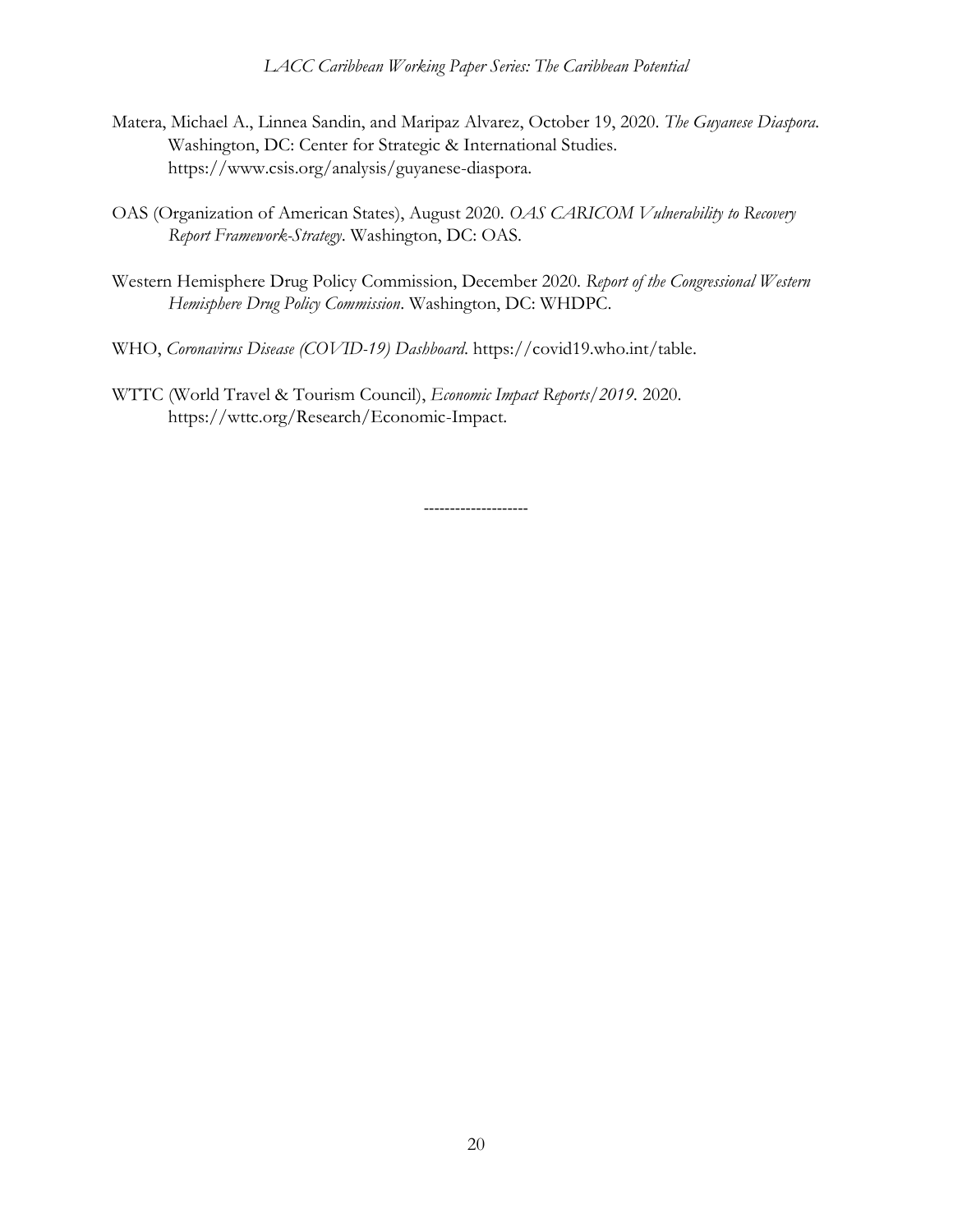Matera, Michael A., Linnea Sandin, and Maripaz Alvarez, October 19, 2020. *The Guyanese Diaspora*. Washington, DC: Center for Strategic & International Studies. https://www.csis.org/analysis/guyanese-diaspora.

OAS (Organization of American States), August 2020. *OAS CARICOM Vulnerability to Recovery Report Framework-Strategy*. Washington, DC: OAS.

Western Hemisphere Drug Policy Commission, December 2020. *Report of the Congressional Western Hemisphere Drug Policy Commission*. Washington, DC: WHDPC.

WHO, *Coronavirus Disease (COVID-19) Dashboard*. https://covid19.who.int/table.

WTTC (World Travel & Tourism Council), *Economic Impact Reports/2019*. 2020. https://wttc.org/Research/Economic-Impact.

--------------------